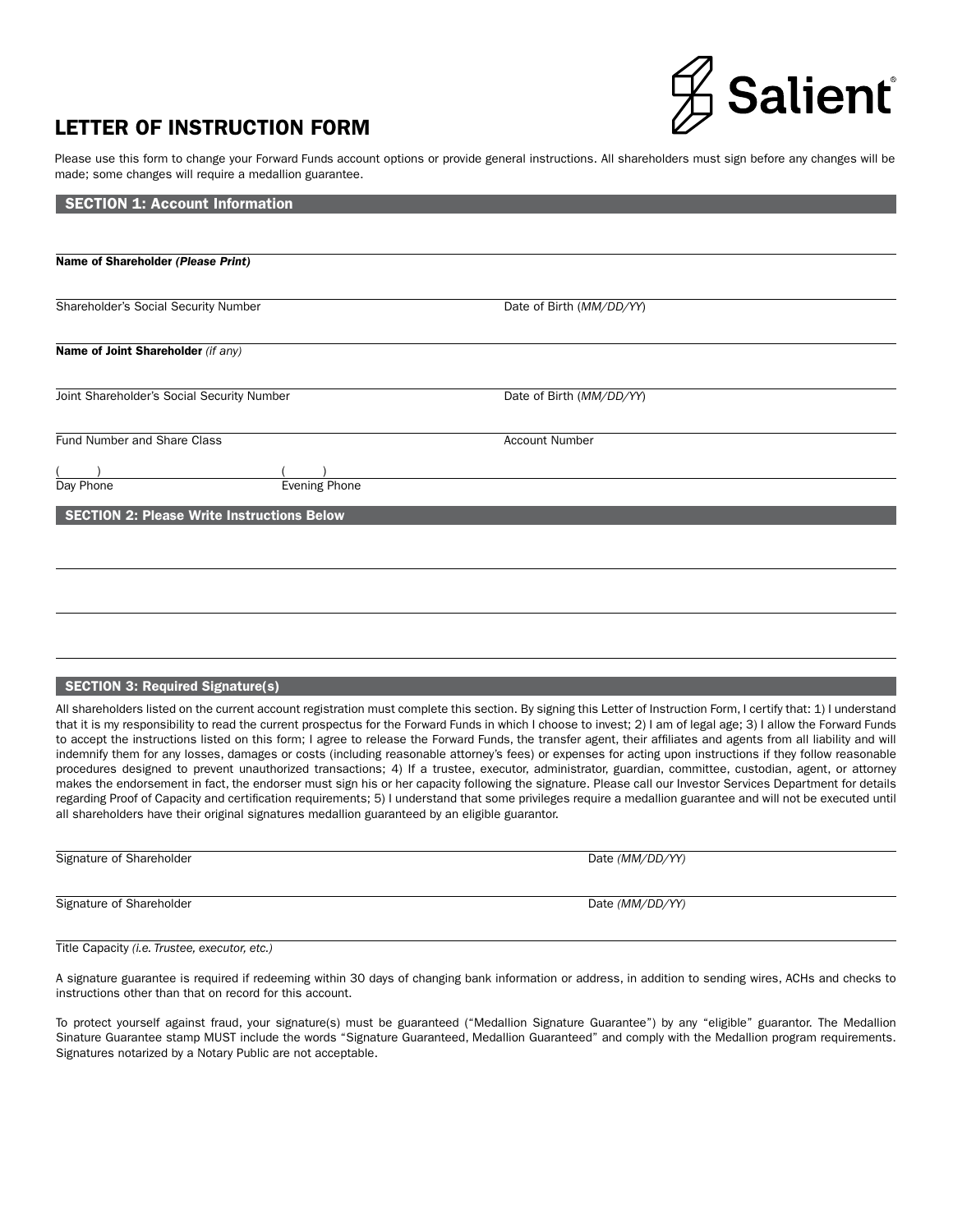Salient®

# LETTER OF INSTRUCTION FORM

Please use this form to change your Forward Funds account options or provide general instructions. All shareholders must sign before any changes will be made; some changes will require a medallion guarantee.

## SECTION 1: Account Information

**Name of Shareholder *(Please Print)***

Shareholder's Social Security Number

Date of Birth (*MM/DD/YY*)

**Name of Joint Shareholder** *(if any)*

Joint Shareholder's Social Security Number

Date of Birth (*MM/DD/YY*)

Fund Number and Share Class

Account Number

(     )
Day Phone

(     )
Evening Phone

## SECTION 2: Please Write Instructions Below

## SECTION 3: Required Signature(s)

All shareholders listed on the current account registration must complete this section. By signing this Letter of Instruction Form, I certify that: 1) I understand that it is my responsibility to read the current prospectus for the Forward Funds in which I choose to invest; 2) I am of legal age; 3) I allow the Forward Funds to accept the instructions listed on this form; I agree to release the Forward Funds, the transfer agent, their affiliates and agents from all liability and will indemnify them for any losses, damages or costs (including reasonable attorney's fees) or expenses for acting upon instructions if they follow reasonable procedures designed to prevent unauthorized transactions; 4) If a trustee, executor, administrator, guardian, committee, custodian, agent, or attorney makes the endorsement in fact, the endorser must sign his or her capacity following the signature. Please call our Investor Services Department for details regarding Proof of Capacity and certification requirements; 5) I understand that some privileges require a medallion guarantee and will not be executed until all shareholders have their original signatures medallion guaranteed by an eligible guarantor.

Signature of Shareholder

Date *(MM/DD/YY)*

Signature of Shareholder

Date *(MM/DD/YY)*

Title Capacity *(i.e. Trustee, executor, etc.)*

A signature guarantee is required if redeeming within 30 days of changing bank information or address, in addition to sending wires, ACHs and checks to instructions other than that on record for this account.

To protect yourself against fraud, your signature(s) must be guaranteed ("Medallion Signature Guarantee") by any "eligible" guarantor. The Medallion Sinature Guarantee stamp MUST include the words "Signature Guaranteed, Medallion Guaranteed" and comply with the Medallion program requirements. Signatures notarized by a Notary Public are not acceptable.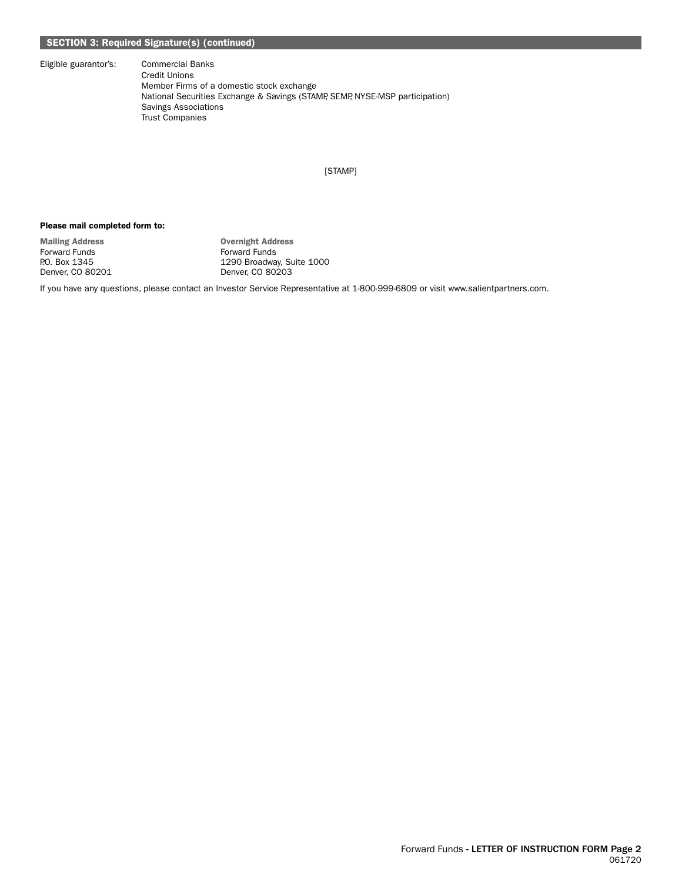## SECTION 3: Required Signature(s) (continued)

Eligible guarantor's:

- Commercial Banks
- Credit Unions
- Member Firms of a domestic stock exchange
- National Securities Exchange & Savings (STAMP, SEMP, NYSE-MSP participation)
- Savings Associations
- Trust Companies

[STAMP]

**Please mail completed form to:**

**Mailing Address**
Forward Funds
P.O. Box 1345
Denver, CO 80201

**Overnight Address**
Forward Funds
1290 Broadway, Suite 1000
Denver, CO 80203

If you have any questions, please contact an Investor Service Representative at 1-800-999-6809 or visit www.salientpartners.com.